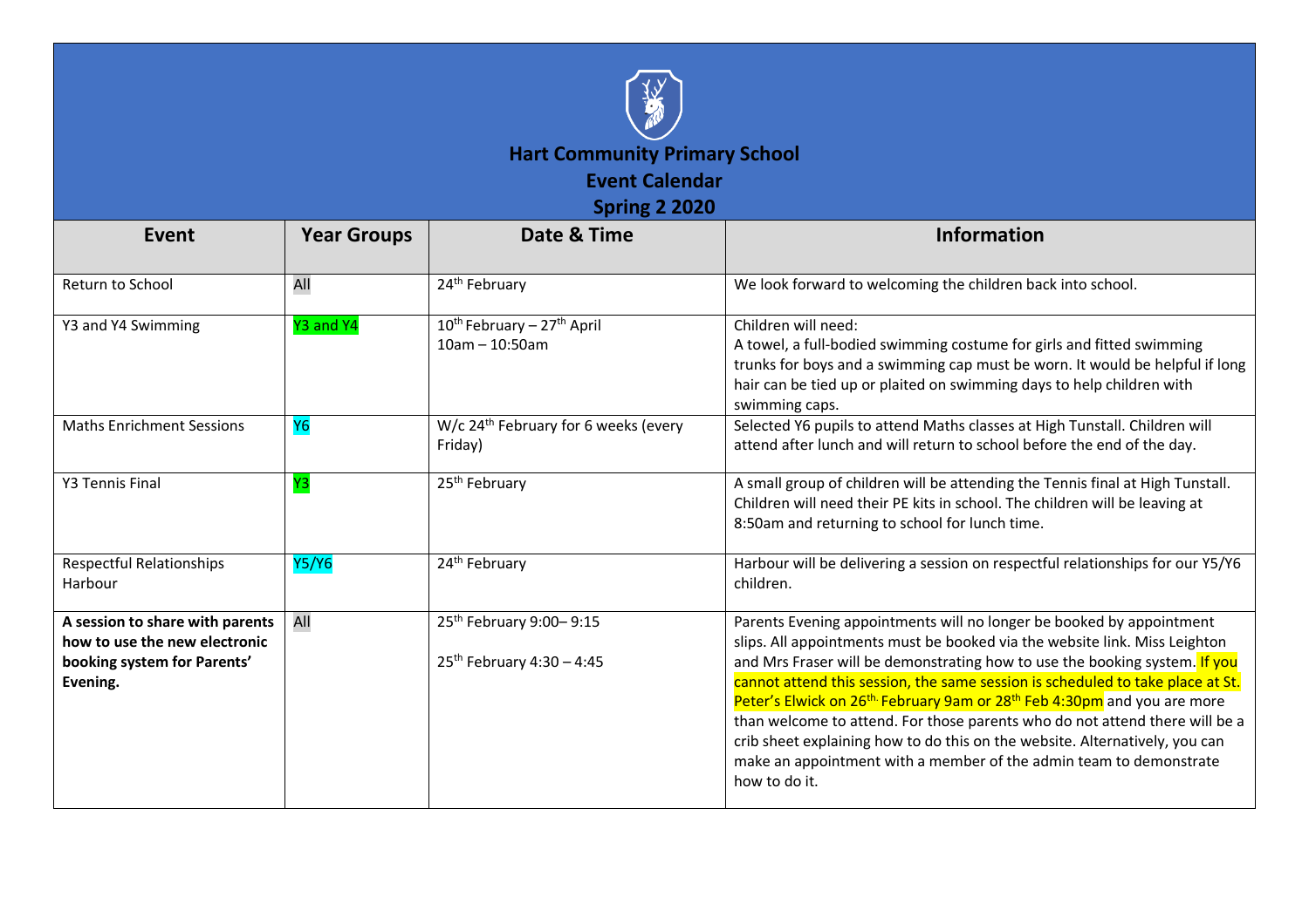# Hart Community Primary School

## Event Calendar

## Spring 2 2020

| Event | Year Groups | Date & Time | Information |
|---|---|---|---|
| Return to School | All | 24th February | We look forward to welcoming the children back into school. |
| Y3 and Y4 Swimming | Y3 and Y4 | 10th February – 27th April<br>10am – 10:50am | Children will need:<br>A towel, a full-bodied swimming costume for girls and fitted swimming trunks for boys and a swimming cap must be worn. It would be helpful if long hair can be tied up or plaited on swimming days to help children with swimming caps. |
| Maths Enrichment Sessions | Y6 | W/c 24th February for 6 weeks (every Friday) | Selected Y6 pupils to attend Maths classes at High Tunstall. Children will attend after lunch and will return to school before the end of the day. |
| Y3 Tennis Final | Y3 | 25th February | A small group of children will be attending the Tennis final at High Tunstall. Children will need their PE kits in school. The children will be leaving at 8:50am and returning to school for lunch time. |
| Respectful Relationships Harbour | Y5/Y6 | 24th February | Harbour will be delivering a session on respectful relationships for our Y5/Y6 children. |
| **A session to share with parents how to use the new electronic booking system for Parents' Evening.** | All | 25th February 9:00– 9:15<br><br>25th February 4:30 – 4:45 | Parents Evening appointments will no longer be booked by appointment slips. All appointments must be booked via the website link. Miss Leighton and Mrs Fraser will be demonstrating how to use the booking system. If you cannot attend this session, the same session is scheduled to take place at St. Peter's Elwick on 26th. February 9am or 28th Feb 4:30pm and you are more than welcome to attend. For those parents who do not attend there will be a crib sheet explaining how to do this on the website. Alternatively, you can make an appointment with a member of the admin team to demonstrate how to do it. |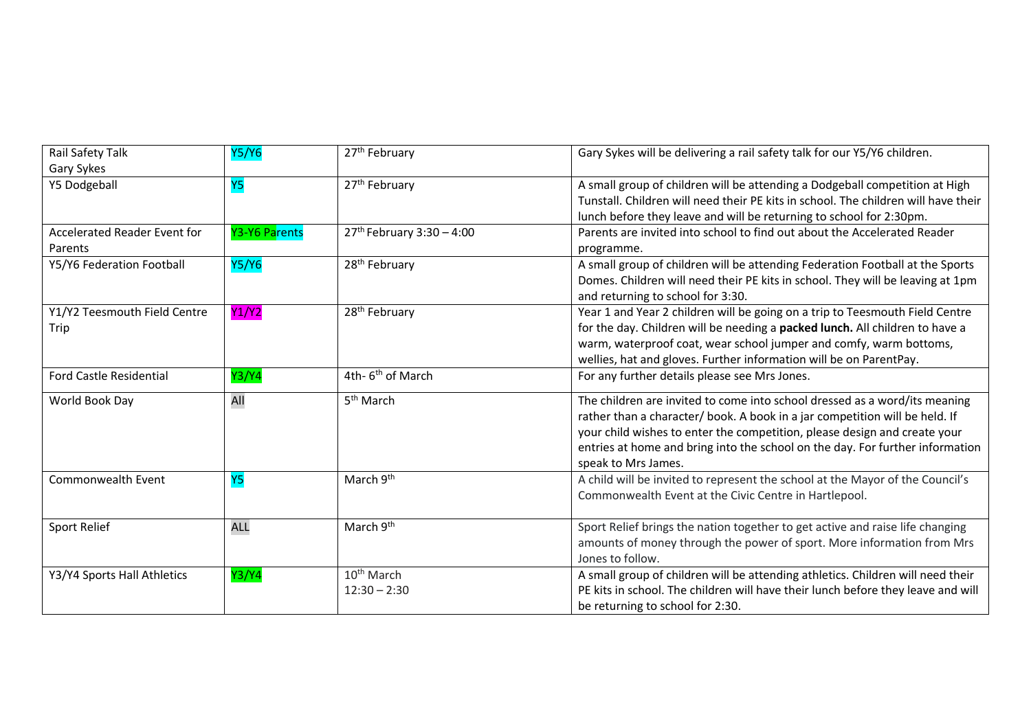| Rail Safety Talk Gary Sykes | Y5/Y6 | 27th February | Gary Sykes will be delivering a rail safety talk for our Y5/Y6 children. |
|---|---|---|---|
| Y5 Dodgeball | Y5 | 27th February | A small group of children will be attending a Dodgeball competition at High Tunstall. Children will need their PE kits in school. The children will have their lunch before they leave and will be returning to school for 2:30pm. |
| Accelerated Reader Event for Parents | Y3-Y6 Parents | 27th February 3:30 – 4:00 | Parents are invited into school to find out about the Accelerated Reader programme. |
| Y5/Y6 Federation Football | Y5/Y6 | 28th February | A small group of children will be attending Federation Football at the Sports Domes. Children will need their PE kits in school. They will be leaving at 1pm and returning to school for 3:30. |
| Y1/Y2 Teesmouth Field Centre Trip | Y1/Y2 | 28th February | Year 1 and Year 2 children will be going on a trip to Teesmouth Field Centre for the day. Children will be needing a **packed lunch.** All children to have a warm, waterproof coat, wear school jumper and comfy, warm bottoms, wellies, hat and gloves. Further information will be on ParentPay. |
| Ford Castle Residential | Y3/Y4 | 4th- 6th of March | For any further details please see Mrs Jones. |
| World Book Day | All | 5th March | The children are invited to come into school dressed as a word/its meaning rather than a character/ book. A book in a jar competition will be held. If your child wishes to enter the competition, please design and create your entries at home and bring into the school on the day. For further information speak to Mrs James. |
| Commonwealth Event | Y5 | March 9th | A child will be invited to represent the school at the Mayor of the Council's Commonwealth Event at the Civic Centre in Hartlepool. |
| Sport Relief | ALL | March 9th | Sport Relief brings the nation together to get active and raise life changing amounts of money through the power of sport. More information from Mrs Jones to follow. |
| Y3/Y4 Sports Hall Athletics | Y3/Y4 | 10th March 12:30 – 2:30 | A small group of children will be attending athletics. Children will need their PE kits in school. The children will have their lunch before they leave and will be returning to school for 2:30. |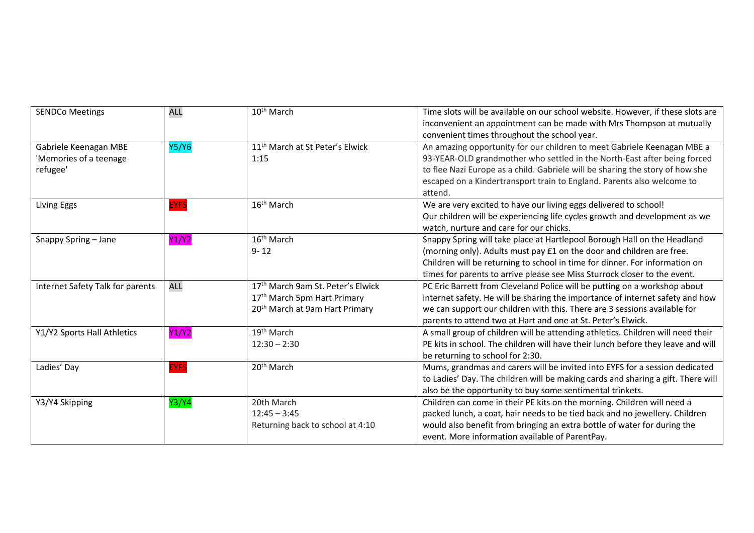| SENDCo Meetings | ALL | 10th March | Time slots will be available on our school website. However, if these slots are inconvenient an appointment can be made with Mrs Thompson at mutually convenient times throughout the school year. |
|---|---|---|---|
| Gabriele Keenagan MBE 'Memories of a teenage refugee' | Y5/Y6 | 11th March at St Peter's Elwick 1:15 | An amazing opportunity for our children to meet Gabriele Keenagan MBE a 93-YEAR-OLD grandmother who settled in the North-East after being forced to flee Nazi Europe as a child. Gabriele will be sharing the story of how she escaped on a Kindertransport train to England. Parents also welcome to attend. |
| Living Eggs | EYFS | 16th March | We are very excited to have our living eggs delivered to school! Our children will be experiencing life cycles growth and development as we watch, nurture and care for our chicks. |
| Snappy Spring – Jane | Y1/Y2 | 16th March 9- 12 | Snappy Spring will take place at Hartlepool Borough Hall on the Headland (morning only). Adults must pay £1 on the door and children are free. Children will be returning to school in time for dinner. For information on times for parents to arrive please see Miss Sturrock closer to the event. |
| Internet Safety Talk for parents | ALL | 17th March 9am St. Peter's Elwick<br>17th March 5pm Hart Primary<br>20th March at 9am Hart Primary | PC Eric Barrett from Cleveland Police will be putting on a workshop about internet safety. He will be sharing the importance of internet safety and how we can support our children with this. There are 3 sessions available for parents to attend two at Hart and one at St. Peter's Elwick. |
| Y1/Y2 Sports Hall Athletics | Y1/Y2 | 19th March 12:30 – 2:30 | A small group of children will be attending athletics. Children will need their PE kits in school. The children will have their lunch before they leave and will be returning to school for 2:30. |
| Ladies' Day | EYFS | 20th March | Mums, grandmas and carers will be invited into EYFS for a session dedicated to Ladies' Day. The children will be making cards and sharing a gift. There will also be the opportunity to buy some sentimental trinkets. |
| Y3/Y4 Skipping | Y3/Y4 | 20th March<br>12:45 – 3:45<br>Returning back to school at 4:10 | Children can come in their PE kits on the morning. Children will need a packed lunch, a coat, hair needs to be tied back and no jewellery. Children would also benefit from bringing an extra bottle of water for during the event. More information available of ParentPay. |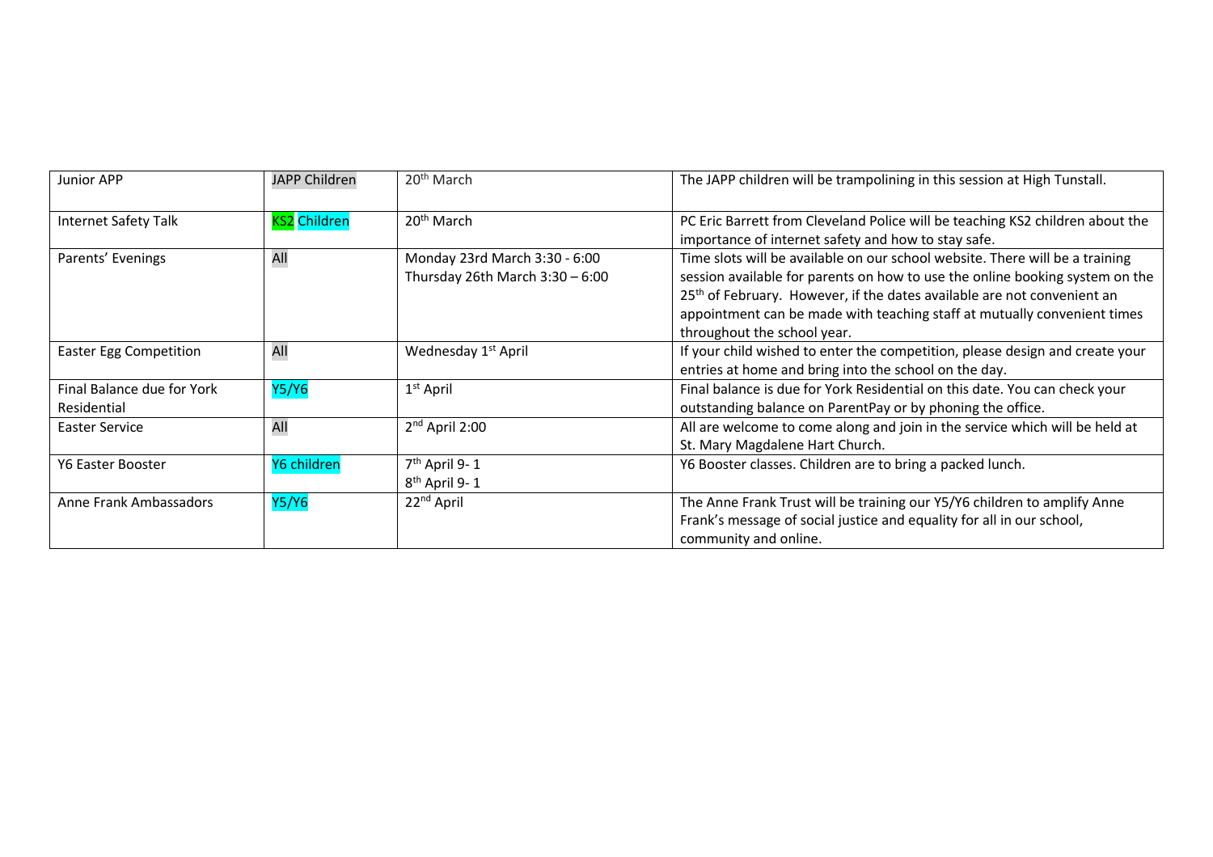| | | | |
|---|---|---|---|
| Junior APP | JAPP Children | 20th March | The JAPP children will be trampolining in this session at High Tunstall. |
| Internet Safety Talk | KS2 Children | 20th March | PC Eric Barrett from Cleveland Police will be teaching KS2 children about the importance of internet safety and how to stay safe. |
| Parents' Evenings | All | Monday 23rd March 3:30 - 6:00<br>Thursday 26th March 3:30 – 6:00 | Time slots will be available on our school website. There will be a training session available for parents on how to use the online booking system on the 25th of February. However, if the dates available are not convenient an appointment can be made with teaching staff at mutually convenient times throughout the school year. |
| Easter Egg Competition | All | Wednesday 1st April | If your child wished to enter the competition, please design and create your entries at home and bring into the school on the day. |
| Final Balance due for York Residential | Y5/Y6 | 1st April | Final balance is due for York Residential on this date. You can check your outstanding balance on ParentPay or by phoning the office. |
| Easter Service | All | 2nd April 2:00 | All are welcome to come along and join in the service which will be held at St. Mary Magdalene Hart Church. |
| Y6 Easter Booster | Y6 children | 7th April 9- 1<br>8th April 9- 1 | Y6 Booster classes. Children are to bring a packed lunch. |
| Anne Frank Ambassadors | Y5/Y6 | 22nd April | The Anne Frank Trust will be training our Y5/Y6 children to amplify Anne Frank's message of social justice and equality for all in our school, community and online. |